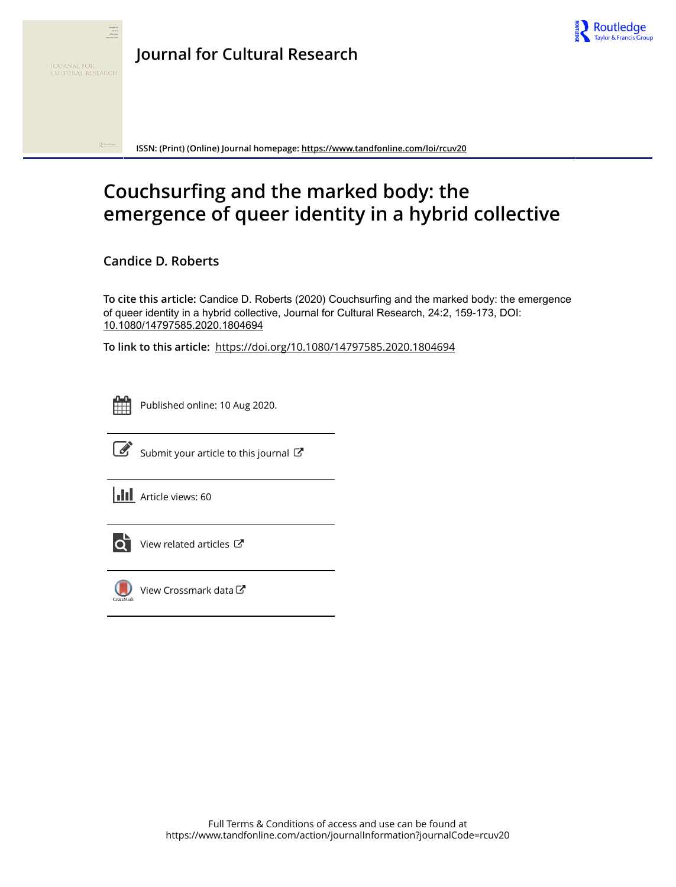# Journal for Cultural Research

ISSN: (Print) (Online) Journal homepage: https://www.tandfonline.com/loi/rcuv20

## Couchsurfing and the marked body: the emergence of queer identity in a hybrid collective

**Candice D. Roberts**

**To cite this article:** Candice D. Roberts (2020) Couchsurfing and the marked body: the emergence of queer identity in a hybrid collective, Journal for Cultural Research, 24:2, 159-173, DOI: 10.1080/14797585.2020.1804694

**To link to this article:** https://doi.org/10.1080/14797585.2020.1804694

Published online: 10 Aug 2020.

Submit your article to this journal

Article views: 60

View related articles

View Crossmark data

Full Terms & Conditions of access and use can be found at
https://www.tandfonline.com/action/journalInformation?journalCode=rcuv20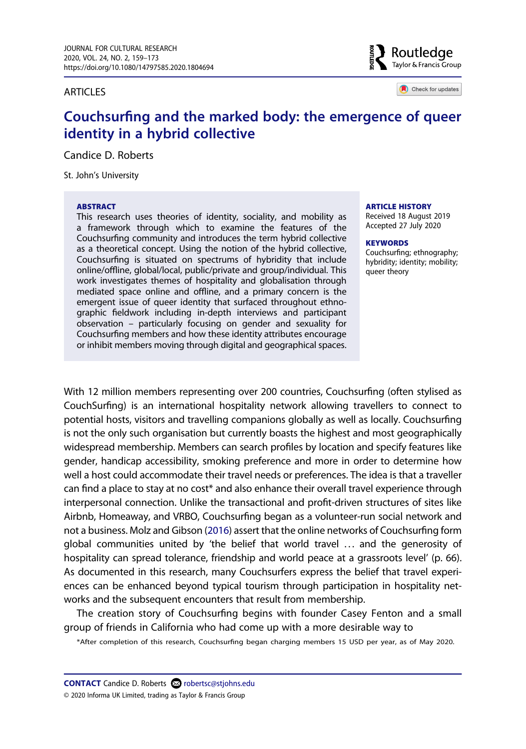ARTICLES

# Couchsurfing and the marked body: the emergence of queer identity in a hybrid collective

Candice D. Roberts

St. John's University

**ABSTRACT**

This research uses theories of identity, sociality, and mobility as a framework through which to examine the features of the Couchsurfing community and introduces the term hybrid collective as a theoretical concept. Using the notion of the hybrid collective, Couchsurfing is situated on spectrums of hybridity that include online/offline, global/local, public/private and group/individual. This work investigates themes of hospitality and globalisation through mediated space online and offline, and a primary concern is the emergent issue of queer identity that surfaced throughout ethnographic fieldwork including in-depth interviews and participant observation – particularly focusing on gender and sexuality for Couchsurfing members and how these identity attributes encourage or inhibit members moving through digital and geographical spaces.

**ARTICLE HISTORY**

Received 18 August 2019
Accepted 27 July 2020

**KEYWORDS**

Couchsurfing; ethnography; hybridity; identity; mobility; queer theory

With 12 million members representing over 200 countries, Couchsurfing (often stylised as CouchSurfing) is an international hospitality network allowing travellers to connect to potential hosts, visitors and travelling companions globally as well as locally. Couchsurfing is not the only such organisation but currently boasts the highest and most geographically widespread membership. Members can search profiles by location and specify features like gender, handicap accessibility, smoking preference and more in order to determine how well a host could accommodate their travel needs or preferences. The idea is that a traveller can find a place to stay at no cost* and also enhance their overall travel experience through interpersonal connection. Unlike the transactional and profit-driven structures of sites like Airbnb, Homeaway, and VRBO, Couchsurfing began as a volunteer-run social network and not a business. Molz and Gibson (2016) assert that the online networks of Couchsurfing form global communities united by 'the belief that world travel … and the generosity of hospitality can spread tolerance, friendship and world peace at a grassroots level' (p. 66). As documented in this research, many Couchsurfers express the belief that travel experiences can be enhanced beyond typical tourism through participation in hospitality networks and the subsequent encounters that result from membership.

The creation story of Couchsurfing begins with founder Casey Fenton and a small group of friends in California who had come up with a more desirable way to

*After completion of this research, Couchsurfing began charging members 15 USD per year, as of May 2020.

**CONTACT** Candice D. Roberts robertsc@stjohns.edu

© 2020 Informa UK Limited, trading as Taylor & Francis Group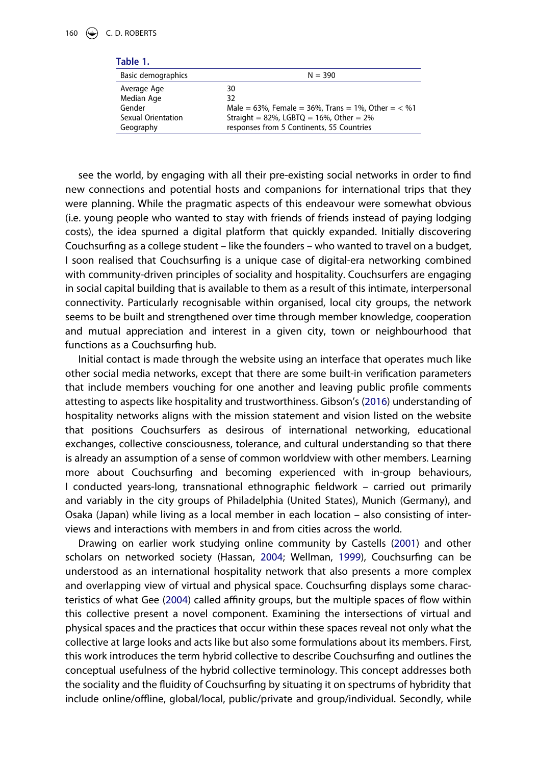**Table 1.**

| Basic demographics | N = 390 |
|---|---|
| Average Age | 30 |
| Median Age | 32 |
| Gender | Male = 63%, Female = 36%, Trans = 1%, Other = < %1 |
| Sexual Orientation | Straight = 82%, LGBTQ = 16%, Other = 2% |
| Geography | responses from 5 Continents, 55 Countries |

see the world, by engaging with all their pre-existing social networks in order to find new connections and potential hosts and companions for international trips that they were planning. While the pragmatic aspects of this endeavour were somewhat obvious (i.e. young people who wanted to stay with friends of friends instead of paying lodging costs), the idea spurned a digital platform that quickly expanded. Initially discovering Couchsurfing as a college student – like the founders – who wanted to travel on a budget, I soon realised that Couchsurfing is a unique case of digital-era networking combined with community-driven principles of sociality and hospitality. Couchsurfers are engaging in social capital building that is available to them as a result of this intimate, interpersonal connectivity. Particularly recognisable within organised, local city groups, the network seems to be built and strengthened over time through member knowledge, cooperation and mutual appreciation and interest in a given city, town or neighbourhood that functions as a Couchsurfing hub.

Initial contact is made through the website using an interface that operates much like other social media networks, except that there are some built-in verification parameters that include members vouching for one another and leaving public profile comments attesting to aspects like hospitality and trustworthiness. Gibson's (2016) understanding of hospitality networks aligns with the mission statement and vision listed on the website that positions Couchsurfers as desirous of international networking, educational exchanges, collective consciousness, tolerance, and cultural understanding so that there is already an assumption of a sense of common worldview with other members. Learning more about Couchsurfing and becoming experienced with in-group behaviours, I conducted years-long, transnational ethnographic fieldwork – carried out primarily and variably in the city groups of Philadelphia (United States), Munich (Germany), and Osaka (Japan) while living as a local member in each location – also consisting of interviews and interactions with members in and from cities across the world.

Drawing on earlier work studying online community by Castells (2001) and other scholars on networked society (Hassan, 2004; Wellman, 1999), Couchsurfing can be understood as an international hospitality network that also presents a more complex and overlapping view of virtual and physical space. Couchsurfing displays some characteristics of what Gee (2004) called affinity groups, but the multiple spaces of flow within this collective present a novel component. Examining the intersections of virtual and physical spaces and the practices that occur within these spaces reveal not only what the collective at large looks and acts like but also some formulations about its members. First, this work introduces the term hybrid collective to describe Couchsurfing and outlines the conceptual usefulness of the hybrid collective terminology. This concept addresses both the sociality and the fluidity of Couchsurfing by situating it on spectrums of hybridity that include online/offline, global/local, public/private and group/individual. Secondly, while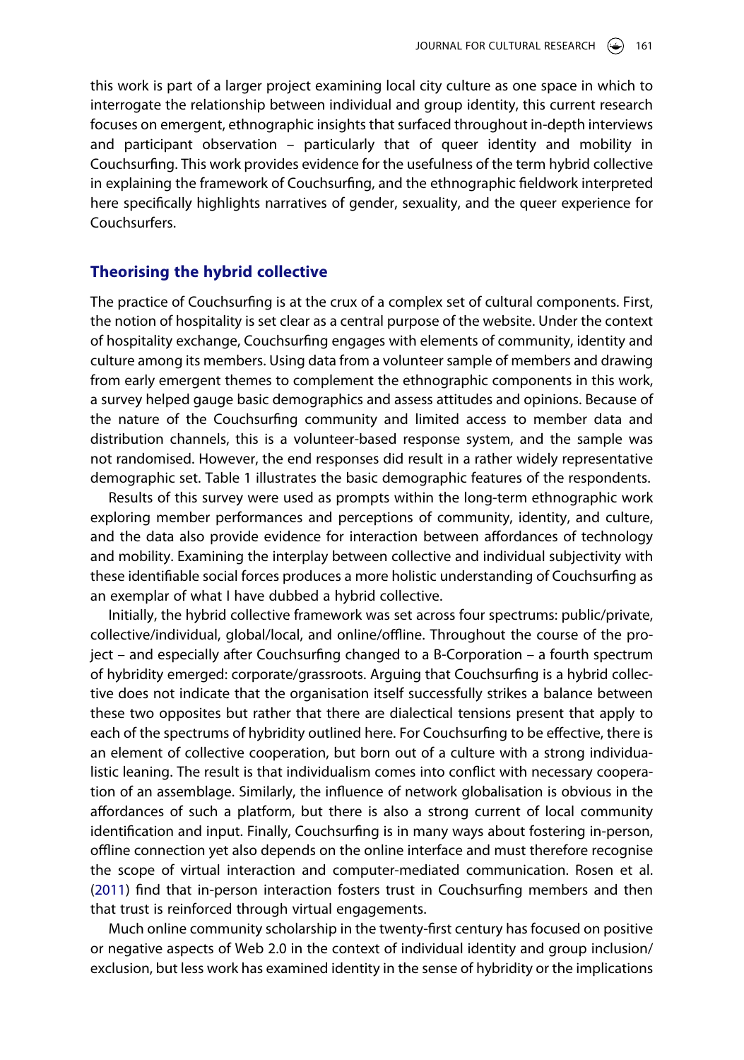this work is part of a larger project examining local city culture as one space in which to interrogate the relationship between individual and group identity, this current research focuses on emergent, ethnographic insights that surfaced throughout in-depth interviews and participant observation – particularly that of queer identity and mobility in Couchsurfing. This work provides evidence for the usefulness of the term hybrid collective in explaining the framework of Couchsurfing, and the ethnographic fieldwork interpreted here specifically highlights narratives of gender, sexuality, and the queer experience for Couchsurfers.

## Theorising the hybrid collective

The practice of Couchsurfing is at the crux of a complex set of cultural components. First, the notion of hospitality is set clear as a central purpose of the website. Under the context of hospitality exchange, Couchsurfing engages with elements of community, identity and culture among its members. Using data from a volunteer sample of members and drawing from early emergent themes to complement the ethnographic components in this work, a survey helped gauge basic demographics and assess attitudes and opinions. Because of the nature of the Couchsurfing community and limited access to member data and distribution channels, this is a volunteer-based response system, and the sample was not randomised. However, the end responses did result in a rather widely representative demographic set. Table 1 illustrates the basic demographic features of the respondents.

Results of this survey were used as prompts within the long-term ethnographic work exploring member performances and perceptions of community, identity, and culture, and the data also provide evidence for interaction between affordances of technology and mobility. Examining the interplay between collective and individual subjectivity with these identifiable social forces produces a more holistic understanding of Couchsurfing as an exemplar of what I have dubbed a hybrid collective.

Initially, the hybrid collective framework was set across four spectrums: public/private, collective/individual, global/local, and online/offline. Throughout the course of the project – and especially after Couchsurfing changed to a B-Corporation – a fourth spectrum of hybridity emerged: corporate/grassroots. Arguing that Couchsurfing is a hybrid collective does not indicate that the organisation itself successfully strikes a balance between these two opposites but rather that there are dialectical tensions present that apply to each of the spectrums of hybridity outlined here. For Couchsurfing to be effective, there is an element of collective cooperation, but born out of a culture with a strong individualistic leaning. The result is that individualism comes into conflict with necessary cooperation of an assemblage. Similarly, the influence of network globalisation is obvious in the affordances of such a platform, but there is also a strong current of local community identification and input. Finally, Couchsurfing is in many ways about fostering in-person, offline connection yet also depends on the online interface and must therefore recognise the scope of virtual interaction and computer-mediated communication. Rosen et al. (2011) find that in-person interaction fosters trust in Couchsurfing members and then that trust is reinforced through virtual engagements.

Much online community scholarship in the twenty-first century has focused on positive or negative aspects of Web 2.0 in the context of individual identity and group inclusion/exclusion, but less work has examined identity in the sense of hybridity or the implications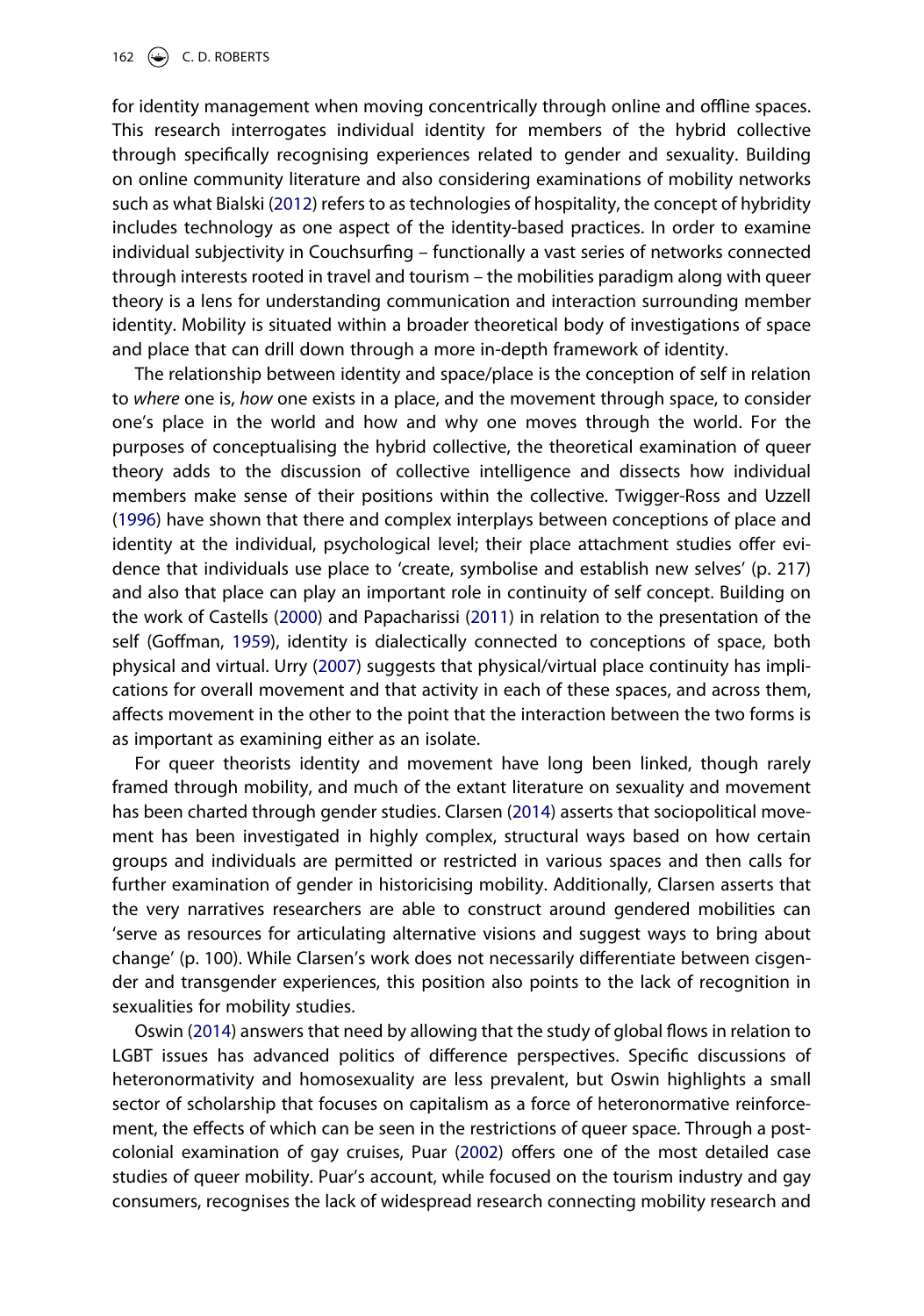for identity management when moving concentrically through online and offline spaces. This research interrogates individual identity for members of the hybrid collective through specifically recognising experiences related to gender and sexuality. Building on online community literature and also considering examinations of mobility networks such as what Bialski (2012) refers to as technologies of hospitality, the concept of hybridity includes technology as one aspect of the identity-based practices. In order to examine individual subjectivity in Couchsurfing – functionally a vast series of networks connected through interests rooted in travel and tourism – the mobilities paradigm along with queer theory is a lens for understanding communication and interaction surrounding member identity. Mobility is situated within a broader theoretical body of investigations of space and place that can drill down through a more in-depth framework of identity.

The relationship between identity and space/place is the conception of self in relation to *where* one is, *how* one exists in a place, and the movement through space, to consider one's place in the world and how and why one moves through the world. For the purposes of conceptualising the hybrid collective, the theoretical examination of queer theory adds to the discussion of collective intelligence and dissects how individual members make sense of their positions within the collective. Twigger-Ross and Uzzell (1996) have shown that there and complex interplays between conceptions of place and identity at the individual, psychological level; their place attachment studies offer evidence that individuals use place to 'create, symbolise and establish new selves' (p. 217) and also that place can play an important role in continuity of self concept. Building on the work of Castells (2000) and Papacharissi (2011) in relation to the presentation of the self (Goffman, 1959), identity is dialectically connected to conceptions of space, both physical and virtual. Urry (2007) suggests that physical/virtual place continuity has implications for overall movement and that activity in each of these spaces, and across them, affects movement in the other to the point that the interaction between the two forms is as important as examining either as an isolate.

For queer theorists identity and movement have long been linked, though rarely framed through mobility, and much of the extant literature on sexuality and movement has been charted through gender studies. Clarsen (2014) asserts that sociopolitical movement has been investigated in highly complex, structural ways based on how certain groups and individuals are permitted or restricted in various spaces and then calls for further examination of gender in historicising mobility. Additionally, Clarsen asserts that the very narratives researchers are able to construct around gendered mobilities can 'serve as resources for articulating alternative visions and suggest ways to bring about change' (p. 100). While Clarsen's work does not necessarily differentiate between cisgender and transgender experiences, this position also points to the lack of recognition in sexualities for mobility studies.

Oswin (2014) answers that need by allowing that the study of global flows in relation to LGBT issues has advanced politics of difference perspectives. Specific discussions of heteronormativity and homosexuality are less prevalent, but Oswin highlights a small sector of scholarship that focuses on capitalism as a force of heteronormative reinforcement, the effects of which can be seen in the restrictions of queer space. Through a postcolonial examination of gay cruises, Puar (2002) offers one of the most detailed case studies of queer mobility. Puar's account, while focused on the tourism industry and gay consumers, recognises the lack of widespread research connecting mobility research and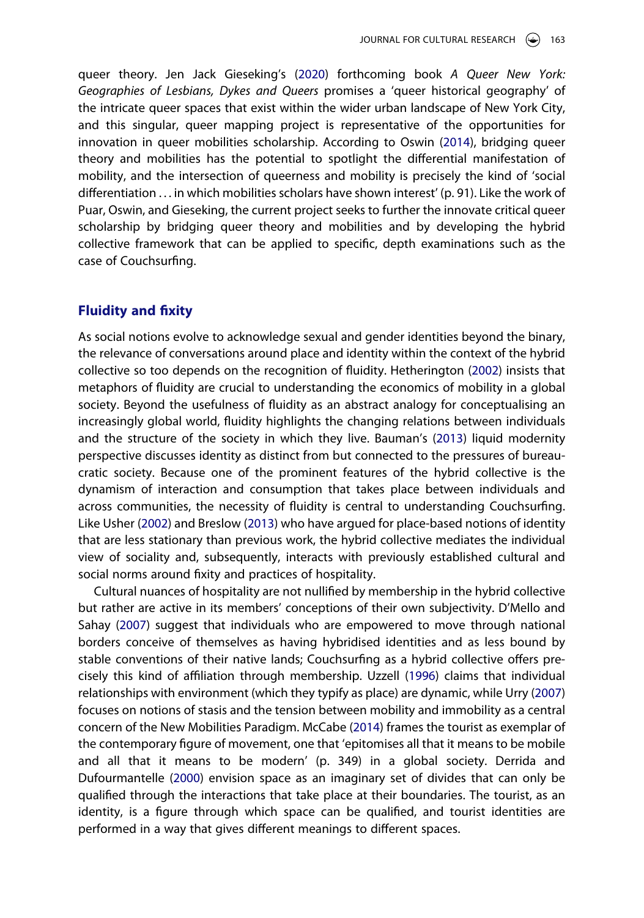queer theory. Jen Jack Gieseking's (2020) forthcoming book *A Queer New York: Geographies of Lesbians, Dykes and Queers* promises a 'queer historical geography' of the intricate queer spaces that exist within the wider urban landscape of New York City, and this singular, queer mapping project is representative of the opportunities for innovation in queer mobilities scholarship. According to Oswin (2014), bridging queer theory and mobilities has the potential to spotlight the differential manifestation of mobility, and the intersection of queerness and mobility is precisely the kind of 'social differentiation . . . in which mobilities scholars have shown interest' (p. 91). Like the work of Puar, Oswin, and Gieseking, the current project seeks to further the innovate critical queer scholarship by bridging queer theory and mobilities and by developing the hybrid collective framework that can be applied to specific, depth examinations such as the case of Couchsurfing.

## Fluidity and fixity

As social notions evolve to acknowledge sexual and gender identities beyond the binary, the relevance of conversations around place and identity within the context of the hybrid collective so too depends on the recognition of fluidity. Hetherington (2002) insists that metaphors of fluidity are crucial to understanding the economics of mobility in a global society. Beyond the usefulness of fluidity as an abstract analogy for conceptualising an increasingly global world, fluidity highlights the changing relations between individuals and the structure of the society in which they live. Bauman's (2013) liquid modernity perspective discusses identity as distinct from but connected to the pressures of bureaucratic society. Because one of the prominent features of the hybrid collective is the dynamism of interaction and consumption that takes place between individuals and across communities, the necessity of fluidity is central to understanding Couchsurfing. Like Usher (2002) and Breslow (2013) who have argued for place-based notions of identity that are less stationary than previous work, the hybrid collective mediates the individual view of sociality and, subsequently, interacts with previously established cultural and social norms around fixity and practices of hospitality.

Cultural nuances of hospitality are not nullified by membership in the hybrid collective but rather are active in its members' conceptions of their own subjectivity. D'Mello and Sahay (2007) suggest that individuals who are empowered to move through national borders conceive of themselves as having hybridised identities and as less bound by stable conventions of their native lands; Couchsurfing as a hybrid collective offers precisely this kind of affiliation through membership. Uzzell (1996) claims that individual relationships with environment (which they typify as place) are dynamic, while Urry (2007) focuses on notions of stasis and the tension between mobility and immobility as a central concern of the New Mobilities Paradigm. McCabe (2014) frames the tourist as exemplar of the contemporary figure of movement, one that 'epitomises all that it means to be mobile and all that it means to be modern' (p. 349) in a global society. Derrida and Dufourmantelle (2000) envision space as an imaginary set of divides that can only be qualified through the interactions that take place at their boundaries. The tourist, as an identity, is a figure through which space can be qualified, and tourist identities are performed in a way that gives different meanings to different spaces.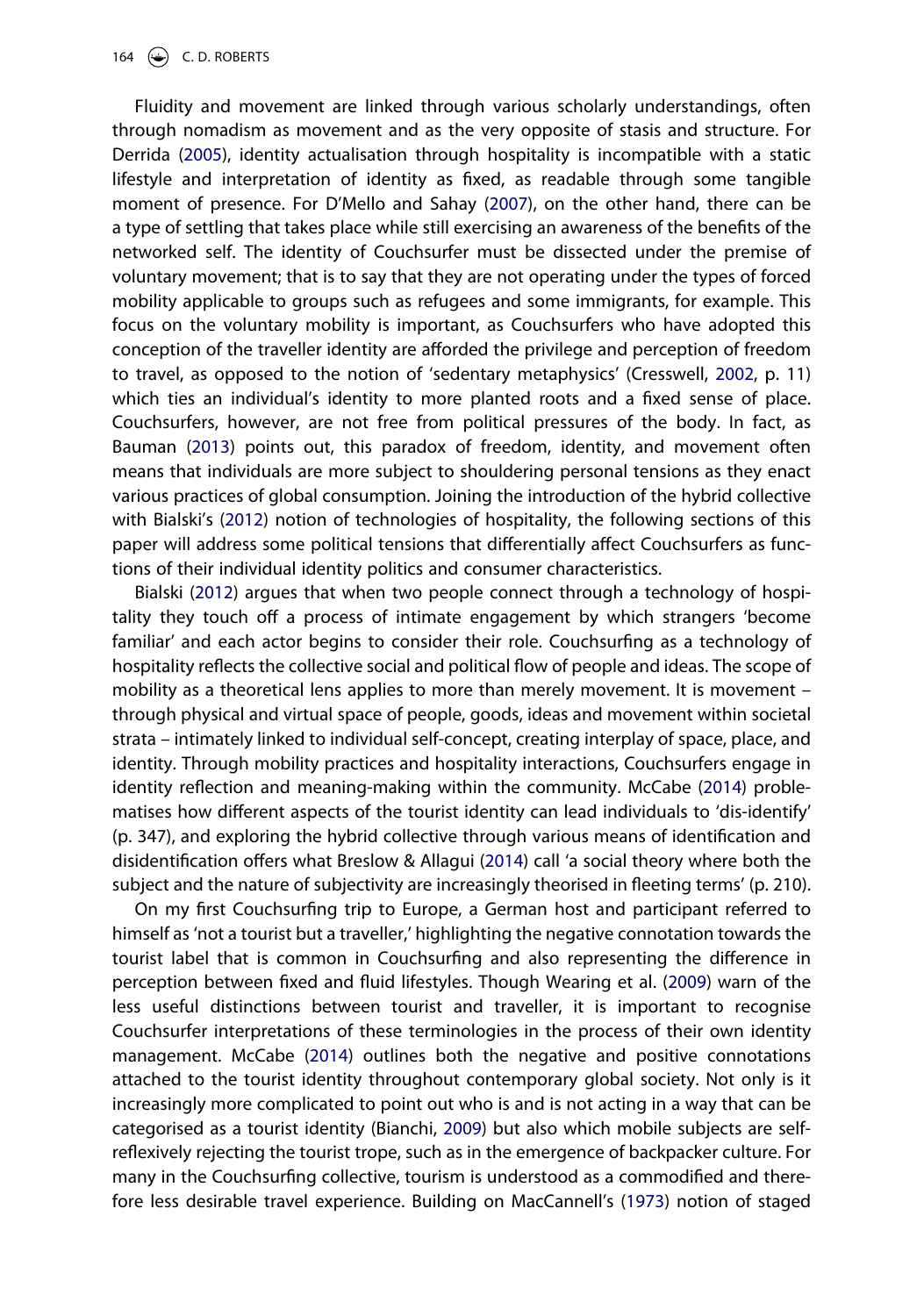Fluidity and movement are linked through various scholarly understandings, often through nomadism as movement and as the very opposite of stasis and structure. For Derrida (2005), identity actualisation through hospitality is incompatible with a static lifestyle and interpretation of identity as fixed, as readable through some tangible moment of presence. For D'Mello and Sahay (2007), on the other hand, there can be a type of settling that takes place while still exercising an awareness of the benefits of the networked self. The identity of Couchsurfer must be dissected under the premise of voluntary movement; that is to say that they are not operating under the types of forced mobility applicable to groups such as refugees and some immigrants, for example. This focus on the voluntary mobility is important, as Couchsurfers who have adopted this conception of the traveller identity are afforded the privilege and perception of freedom to travel, as opposed to the notion of 'sedentary metaphysics' (Cresswell, 2002, p. 11) which ties an individual's identity to more planted roots and a fixed sense of place. Couchsurfers, however, are not free from political pressures of the body. In fact, as Bauman (2013) points out, this paradox of freedom, identity, and movement often means that individuals are more subject to shouldering personal tensions as they enact various practices of global consumption. Joining the introduction of the hybrid collective with Bialski's (2012) notion of technologies of hospitality, the following sections of this paper will address some political tensions that differentially affect Couchsurfers as functions of their individual identity politics and consumer characteristics.

Bialski (2012) argues that when two people connect through a technology of hospitality they touch off a process of intimate engagement by which strangers 'become familiar' and each actor begins to consider their role. Couchsurfing as a technology of hospitality reflects the collective social and political flow of people and ideas. The scope of mobility as a theoretical lens applies to more than merely movement. It is movement – through physical and virtual space of people, goods, ideas and movement within societal strata – intimately linked to individual self-concept, creating interplay of space, place, and identity. Through mobility practices and hospitality interactions, Couchsurfers engage in identity reflection and meaning-making within the community. McCabe (2014) problematises how different aspects of the tourist identity can lead individuals to 'dis-identify' (p. 347), and exploring the hybrid collective through various means of identification and disidentification offers what Breslow & Allagui (2014) call 'a social theory where both the subject and the nature of subjectivity are increasingly theorised in fleeting terms' (p. 210).

On my first Couchsurfing trip to Europe, a German host and participant referred to himself as 'not a tourist but a traveller,' highlighting the negative connotation towards the tourist label that is common in Couchsurfing and also representing the difference in perception between fixed and fluid lifestyles. Though Wearing et al. (2009) warn of the less useful distinctions between tourist and traveller, it is important to recognise Couchsurfer interpretations of these terminologies in the process of their own identity management. McCabe (2014) outlines both the negative and positive connotations attached to the tourist identity throughout contemporary global society. Not only is it increasingly more complicated to point out who is and is not acting in a way that can be categorised as a tourist identity (Bianchi, 2009) but also which mobile subjects are self-reflexively rejecting the tourist trope, such as in the emergence of backpacker culture. For many in the Couchsurfing collective, tourism is understood as a commodified and therefore less desirable travel experience. Building on MacCannell's (1973) notion of staged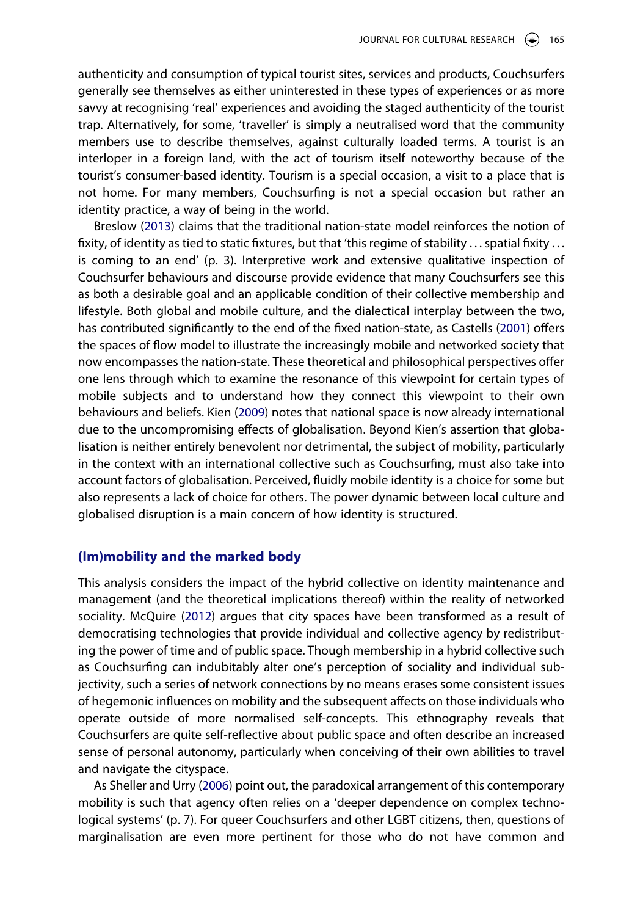authenticity and consumption of typical tourist sites, services and products, Couchsurfers generally see themselves as either uninterested in these types of experiences or as more savvy at recognising 'real' experiences and avoiding the staged authenticity of the tourist trap. Alternatively, for some, 'traveller' is simply a neutralised word that the community members use to describe themselves, against culturally loaded terms. A tourist is an interloper in a foreign land, with the act of tourism itself noteworthy because of the tourist's consumer-based identity. Tourism is a special occasion, a visit to a place that is not home. For many members, Couchsurfing is not a special occasion but rather an identity practice, a way of being in the world.

Breslow (2013) claims that the traditional nation-state model reinforces the notion of fixity, of identity as tied to static fixtures, but that 'this regime of stability . . . spatial fixity . . . is coming to an end' (p. 3). Interpretive work and extensive qualitative inspection of Couchsurfer behaviours and discourse provide evidence that many Couchsurfers see this as both a desirable goal and an applicable condition of their collective membership and lifestyle. Both global and mobile culture, and the dialectical interplay between the two, has contributed significantly to the end of the fixed nation-state, as Castells (2001) offers the spaces of flow model to illustrate the increasingly mobile and networked society that now encompasses the nation-state. These theoretical and philosophical perspectives offer one lens through which to examine the resonance of this viewpoint for certain types of mobile subjects and to understand how they connect this viewpoint to their own behaviours and beliefs. Kien (2009) notes that national space is now already international due to the uncompromising effects of globalisation. Beyond Kien's assertion that globalisation is neither entirely benevolent nor detrimental, the subject of mobility, particularly in the context with an international collective such as Couchsurfing, must also take into account factors of globalisation. Perceived, fluidly mobile identity is a choice for some but also represents a lack of choice for others. The power dynamic between local culture and globalised disruption is a main concern of how identity is structured.

## (Im)mobility and the marked body

This analysis considers the impact of the hybrid collective on identity maintenance and management (and the theoretical implications thereof) within the reality of networked sociality. McQuire (2012) argues that city spaces have been transformed as a result of democratising technologies that provide individual and collective agency by redistributing the power of time and of public space. Though membership in a hybrid collective such as Couchsurfing can indubitably alter one's perception of sociality and individual subjectivity, such a series of network connections by no means erases some consistent issues of hegemonic influences on mobility and the subsequent affects on those individuals who operate outside of more normalised self-concepts. This ethnography reveals that Couchsurfers are quite self-reflective about public space and often describe an increased sense of personal autonomy, particularly when conceiving of their own abilities to travel and navigate the cityspace.

As Sheller and Urry (2006) point out, the paradoxical arrangement of this contemporary mobility is such that agency often relies on a 'deeper dependence on complex technological systems' (p. 7). For queer Couchsurfers and other LGBT citizens, then, questions of marginalisation are even more pertinent for those who do not have common and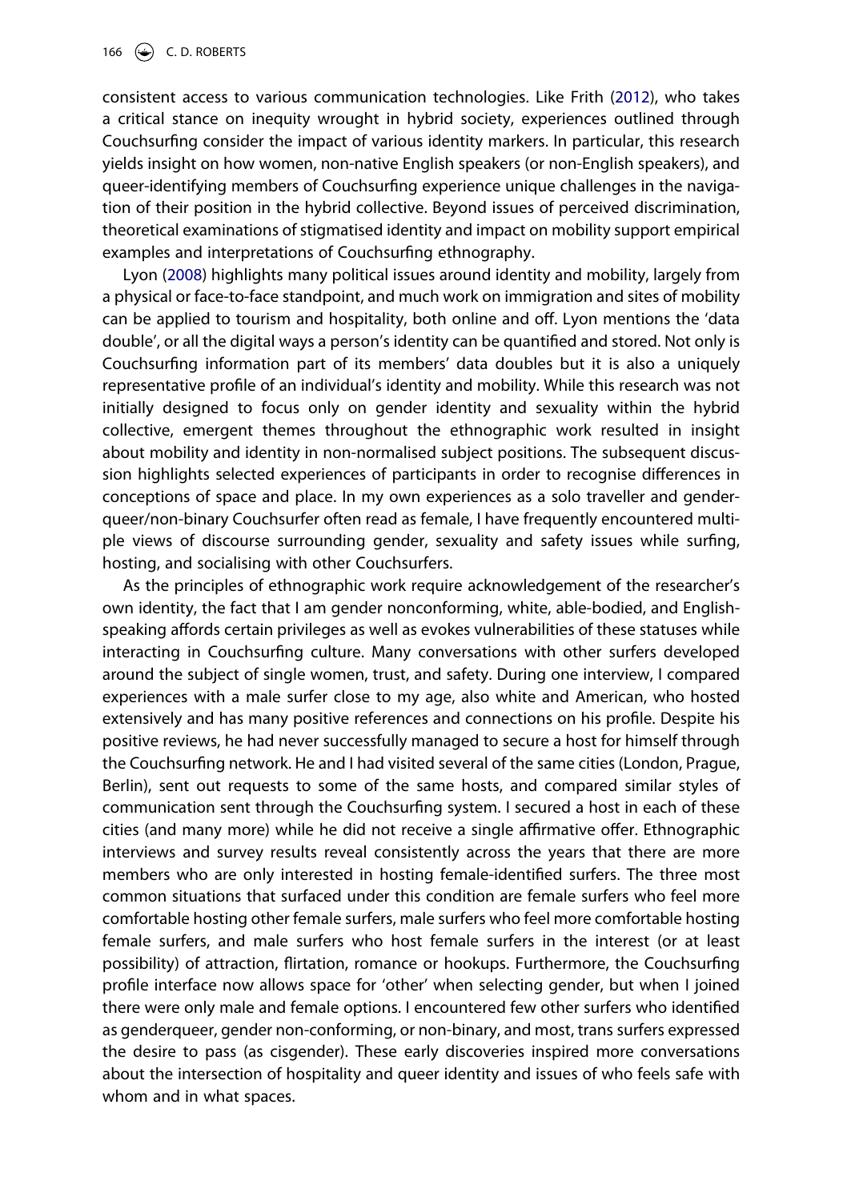consistent access to various communication technologies. Like Frith (2012), who takes a critical stance on inequity wrought in hybrid society, experiences outlined through Couchsurfing consider the impact of various identity markers. In particular, this research yields insight on how women, non-native English speakers (or non-English speakers), and queer-identifying members of Couchsurfing experience unique challenges in the navigation of their position in the hybrid collective. Beyond issues of perceived discrimination, theoretical examinations of stigmatised identity and impact on mobility support empirical examples and interpretations of Couchsurfing ethnography.

Lyon (2008) highlights many political issues around identity and mobility, largely from a physical or face-to-face standpoint, and much work on immigration and sites of mobility can be applied to tourism and hospitality, both online and off. Lyon mentions the 'data double', or all the digital ways a person's identity can be quantified and stored. Not only is Couchsurfing information part of its members' data doubles but it is also a uniquely representative profile of an individual's identity and mobility. While this research was not initially designed to focus only on gender identity and sexuality within the hybrid collective, emergent themes throughout the ethnographic work resulted in insight about mobility and identity in non-normalised subject positions. The subsequent discussion highlights selected experiences of participants in order to recognise differences in conceptions of space and place. In my own experiences as a solo traveller and genderqueer/non-binary Couchsurfer often read as female, I have frequently encountered multiple views of discourse surrounding gender, sexuality and safety issues while surfing, hosting, and socialising with other Couchsurfers.

As the principles of ethnographic work require acknowledgement of the researcher's own identity, the fact that I am gender nonconforming, white, able-bodied, and English-speaking affords certain privileges as well as evokes vulnerabilities of these statuses while interacting in Couchsurfing culture. Many conversations with other surfers developed around the subject of single women, trust, and safety. During one interview, I compared experiences with a male surfer close to my age, also white and American, who hosted extensively and has many positive references and connections on his profile. Despite his positive reviews, he had never successfully managed to secure a host for himself through the Couchsurfing network. He and I had visited several of the same cities (London, Prague, Berlin), sent out requests to some of the same hosts, and compared similar styles of communication sent through the Couchsurfing system. I secured a host in each of these cities (and many more) while he did not receive a single affirmative offer. Ethnographic interviews and survey results reveal consistently across the years that there are more members who are only interested in hosting female-identified surfers. The three most common situations that surfaced under this condition are female surfers who feel more comfortable hosting other female surfers, male surfers who feel more comfortable hosting female surfers, and male surfers who host female surfers in the interest (or at least possibility) of attraction, flirtation, romance or hookups. Furthermore, the Couchsurfing profile interface now allows space for 'other' when selecting gender, but when I joined there were only male and female options. I encountered few other surfers who identified as genderqueer, gender non-conforming, or non-binary, and most, trans surfers expressed the desire to pass (as cisgender). These early discoveries inspired more conversations about the intersection of hospitality and queer identity and issues of who feels safe with whom and in what spaces.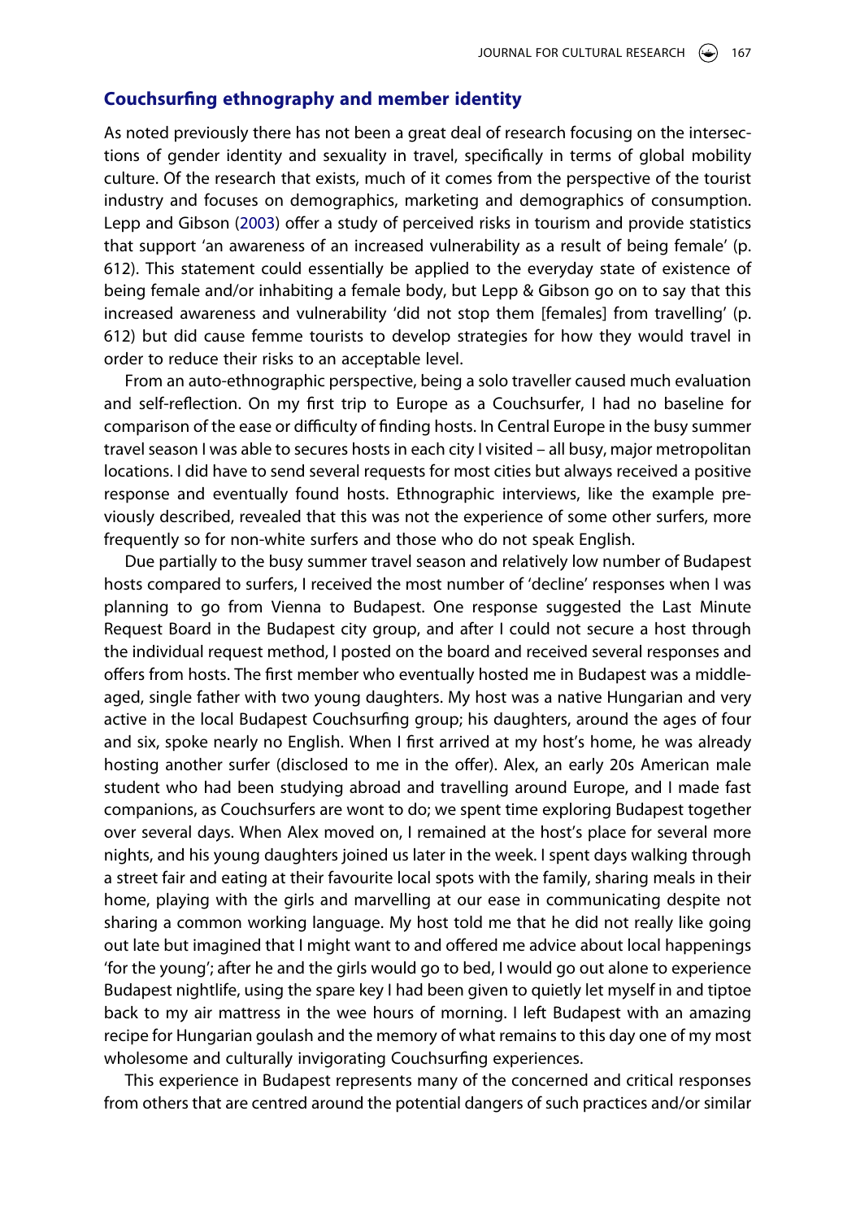## Couchsurfing ethnography and member identity

As noted previously there has not been a great deal of research focusing on the intersections of gender identity and sexuality in travel, specifically in terms of global mobility culture. Of the research that exists, much of it comes from the perspective of the tourist industry and focuses on demographics, marketing and demographics of consumption. Lepp and Gibson (2003) offer a study of perceived risks in tourism and provide statistics that support 'an awareness of an increased vulnerability as a result of being female' (p. 612). This statement could essentially be applied to the everyday state of existence of being female and/or inhabiting a female body, but Lepp & Gibson go on to say that this increased awareness and vulnerability 'did not stop them [females] from travelling' (p. 612) but did cause femme tourists to develop strategies for how they would travel in order to reduce their risks to an acceptable level.

From an auto-ethnographic perspective, being a solo traveller caused much evaluation and self-reflection. On my first trip to Europe as a Couchsurfer, I had no baseline for comparison of the ease or difficulty of finding hosts. In Central Europe in the busy summer travel season I was able to secures hosts in each city I visited – all busy, major metropolitan locations. I did have to send several requests for most cities but always received a positive response and eventually found hosts. Ethnographic interviews, like the example previously described, revealed that this was not the experience of some other surfers, more frequently so for non-white surfers and those who do not speak English.

Due partially to the busy summer travel season and relatively low number of Budapest hosts compared to surfers, I received the most number of 'decline' responses when I was planning to go from Vienna to Budapest. One response suggested the Last Minute Request Board in the Budapest city group, and after I could not secure a host through the individual request method, I posted on the board and received several responses and offers from hosts. The first member who eventually hosted me in Budapest was a middle-aged, single father with two young daughters. My host was a native Hungarian and very active in the local Budapest Couchsurfing group; his daughters, around the ages of four and six, spoke nearly no English. When I first arrived at my host's home, he was already hosting another surfer (disclosed to me in the offer). Alex, an early 20s American male student who had been studying abroad and travelling around Europe, and I made fast companions, as Couchsurfers are wont to do; we spent time exploring Budapest together over several days. When Alex moved on, I remained at the host's place for several more nights, and his young daughters joined us later in the week. I spent days walking through a street fair and eating at their favourite local spots with the family, sharing meals in their home, playing with the girls and marvelling at our ease in communicating despite not sharing a common working language. My host told me that he did not really like going out late but imagined that I might want to and offered me advice about local happenings 'for the young'; after he and the girls would go to bed, I would go out alone to experience Budapest nightlife, using the spare key I had been given to quietly let myself in and tiptoe back to my air mattress in the wee hours of morning. I left Budapest with an amazing recipe for Hungarian goulash and the memory of what remains to this day one of my most wholesome and culturally invigorating Couchsurfing experiences.

This experience in Budapest represents many of the concerned and critical responses from others that are centred around the potential dangers of such practices and/or similar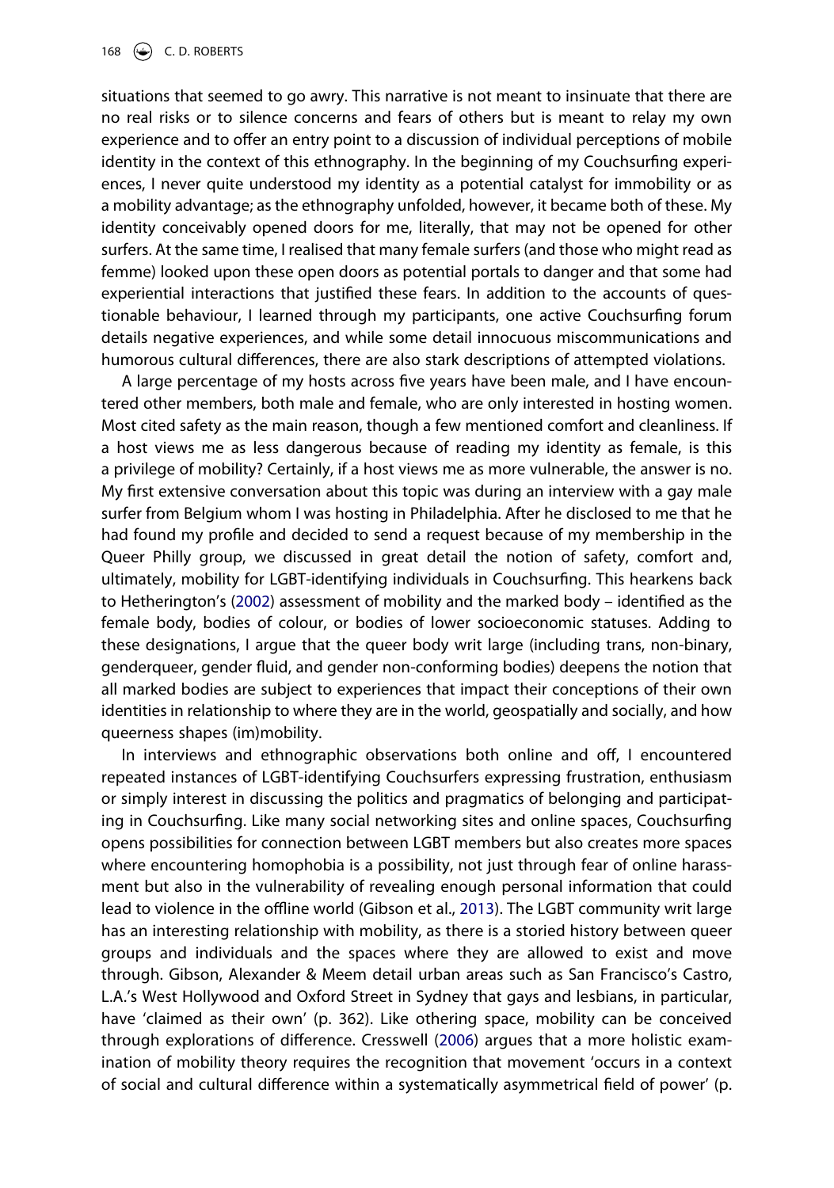situations that seemed to go awry. This narrative is not meant to insinuate that there are no real risks or to silence concerns and fears of others but is meant to relay my own experience and to offer an entry point to a discussion of individual perceptions of mobile identity in the context of this ethnography. In the beginning of my Couchsurfing experiences, I never quite understood my identity as a potential catalyst for immobility or as a mobility advantage; as the ethnography unfolded, however, it became both of these. My identity conceivably opened doors for me, literally, that may not be opened for other surfers. At the same time, I realised that many female surfers (and those who might read as femme) looked upon these open doors as potential portals to danger and that some had experiential interactions that justified these fears. In addition to the accounts of questionable behaviour, I learned through my participants, one active Couchsurfing forum details negative experiences, and while some detail innocuous miscommunications and humorous cultural differences, there are also stark descriptions of attempted violations.

A large percentage of my hosts across five years have been male, and I have encountered other members, both male and female, who are only interested in hosting women. Most cited safety as the main reason, though a few mentioned comfort and cleanliness. If a host views me as less dangerous because of reading my identity as female, is this a privilege of mobility? Certainly, if a host views me as more vulnerable, the answer is no. My first extensive conversation about this topic was during an interview with a gay male surfer from Belgium whom I was hosting in Philadelphia. After he disclosed to me that he had found my profile and decided to send a request because of my membership in the Queer Philly group, we discussed in great detail the notion of safety, comfort and, ultimately, mobility for LGBT-identifying individuals in Couchsurfing. This hearkens back to Hetherington's (2002) assessment of mobility and the marked body – identified as the female body, bodies of colour, or bodies of lower socioeconomic statuses. Adding to these designations, I argue that the queer body writ large (including trans, non-binary, genderqueer, gender fluid, and gender non-conforming bodies) deepens the notion that all marked bodies are subject to experiences that impact their conceptions of their own identities in relationship to where they are in the world, geospatially and socially, and how queerness shapes (im)mobility.

In interviews and ethnographic observations both online and off, I encountered repeated instances of LGBT-identifying Couchsurfers expressing frustration, enthusiasm or simply interest in discussing the politics and pragmatics of belonging and participating in Couchsurfing. Like many social networking sites and online spaces, Couchsurfing opens possibilities for connection between LGBT members but also creates more spaces where encountering homophobia is a possibility, not just through fear of online harassment but also in the vulnerability of revealing enough personal information that could lead to violence in the offline world (Gibson et al., 2013). The LGBT community writ large has an interesting relationship with mobility, as there is a storied history between queer groups and individuals and the spaces where they are allowed to exist and move through. Gibson, Alexander & Meem detail urban areas such as San Francisco's Castro, L.A.'s West Hollywood and Oxford Street in Sydney that gays and lesbians, in particular, have 'claimed as their own' (p. 362). Like othering space, mobility can be conceived through explorations of difference. Cresswell (2006) argues that a more holistic examination of mobility theory requires the recognition that movement 'occurs in a context of social and cultural difference within a systematically asymmetrical field of power' (p.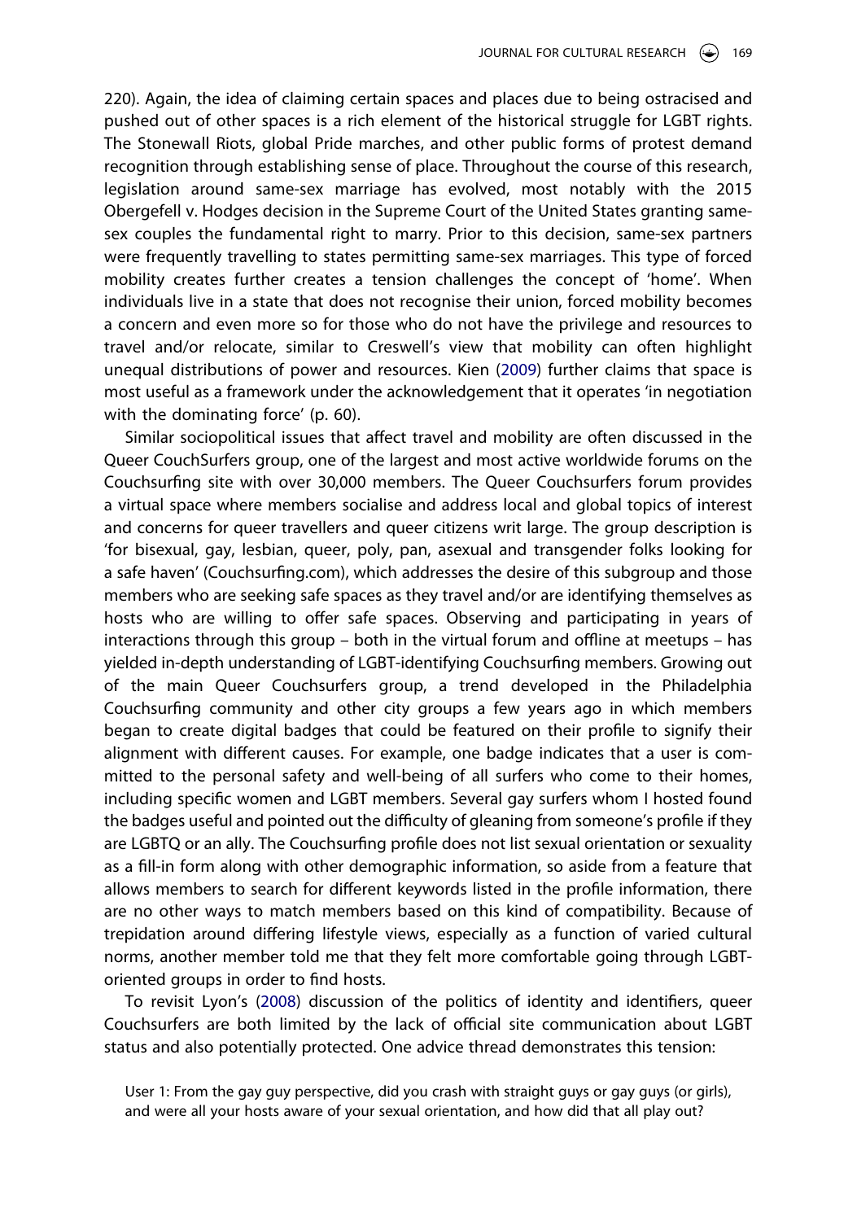220). Again, the idea of claiming certain spaces and places due to being ostracised and pushed out of other spaces is a rich element of the historical struggle for LGBT rights. The Stonewall Riots, global Pride marches, and other public forms of protest demand recognition through establishing sense of place. Throughout the course of this research, legislation around same-sex marriage has evolved, most notably with the 2015 Obergefell v. Hodges decision in the Supreme Court of the United States granting same-sex couples the fundamental right to marry. Prior to this decision, same-sex partners were frequently travelling to states permitting same-sex marriages. This type of forced mobility creates further creates a tension challenges the concept of 'home'. When individuals live in a state that does not recognise their union, forced mobility becomes a concern and even more so for those who do not have the privilege and resources to travel and/or relocate, similar to Creswell's view that mobility can often highlight unequal distributions of power and resources. Kien (2009) further claims that space is most useful as a framework under the acknowledgement that it operates 'in negotiation with the dominating force' (p. 60).

Similar sociopolitical issues that affect travel and mobility are often discussed in the Queer CouchSurfers group, one of the largest and most active worldwide forums on the Couchsurfing site with over 30,000 members. The Queer Couchsurfers forum provides a virtual space where members socialise and address local and global topics of interest and concerns for queer travellers and queer citizens writ large. The group description is 'for bisexual, gay, lesbian, queer, poly, pan, asexual and transgender folks looking for a safe haven' (Couchsurfing.com), which addresses the desire of this subgroup and those members who are seeking safe spaces as they travel and/or are identifying themselves as hosts who are willing to offer safe spaces. Observing and participating in years of interactions through this group – both in the virtual forum and offline at meetups – has yielded in-depth understanding of LGBT-identifying Couchsurfing members. Growing out of the main Queer Couchsurfers group, a trend developed in the Philadelphia Couchsurfing community and other city groups a few years ago in which members began to create digital badges that could be featured on their profile to signify their alignment with different causes. For example, one badge indicates that a user is committed to the personal safety and well-being of all surfers who come to their homes, including specific women and LGBT members. Several gay surfers whom I hosted found the badges useful and pointed out the difficulty of gleaning from someone's profile if they are LGBTQ or an ally. The Couchsurfing profile does not list sexual orientation or sexuality as a fill-in form along with other demographic information, so aside from a feature that allows members to search for different keywords listed in the profile information, there are no other ways to match members based on this kind of compatibility. Because of trepidation around differing lifestyle views, especially as a function of varied cultural norms, another member told me that they felt more comfortable going through LGBT-oriented groups in order to find hosts.

To revisit Lyon's (2008) discussion of the politics of identity and identifiers, queer Couchsurfers are both limited by the lack of official site communication about LGBT status and also potentially protected. One advice thread demonstrates this tension:

> User 1: From the gay guy perspective, did you crash with straight guys or gay guys (or girls), and were all your hosts aware of your sexual orientation, and how did that all play out?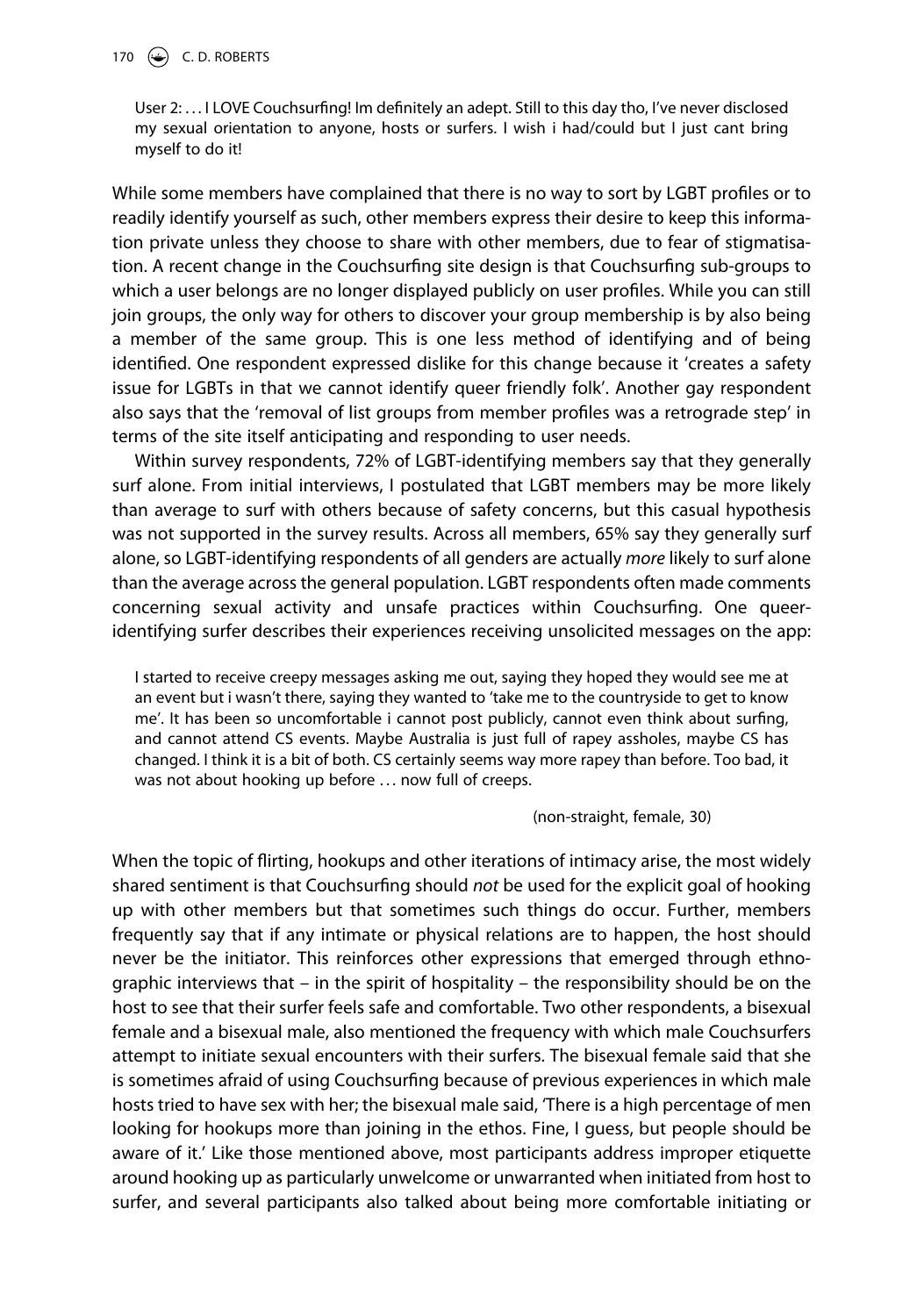> User 2: … I LOVE Couchsurfing! Im definitely an adept. Still to this day tho, I've never disclosed my sexual orientation to anyone, hosts or surfers. I wish i had/could but I just cant bring myself to do it!

While some members have complained that there is no way to sort by LGBT profiles or to readily identify yourself as such, other members express their desire to keep this information private unless they choose to share with other members, due to fear of stigmatisation. A recent change in the Couchsurfing site design is that Couchsurfing sub-groups to which a user belongs are no longer displayed publicly on user profiles. While you can still join groups, the only way for others to discover your group membership is by also being a member of the same group. This is one less method of identifying and of being identified. One respondent expressed dislike for this change because it 'creates a safety issue for LGBTs in that we cannot identify queer friendly folk'. Another gay respondent also says that the 'removal of list groups from member profiles was a retrograde step' in terms of the site itself anticipating and responding to user needs.

Within survey respondents, 72% of LGBT-identifying members say that they generally surf alone. From initial interviews, I postulated that LGBT members may be more likely than average to surf with others because of safety concerns, but this casual hypothesis was not supported in the survey results. Across all members, 65% say they generally surf alone, so LGBT-identifying respondents of all genders are actually *more* likely to surf alone than the average across the general population. LGBT respondents often made comments concerning sexual activity and unsafe practices within Couchsurfing. One queer-identifying surfer describes their experiences receiving unsolicited messages on the app:

> I started to receive creepy messages asking me out, saying they hoped they would see me at an event but i wasn't there, saying they wanted to 'take me to the countryside to get to know me'. It has been so uncomfortable i cannot post publicly, cannot even think about surfing, and cannot attend CS events. Maybe Australia is just full of rapey assholes, maybe CS has changed. I think it is a bit of both. CS certainly seems way more rapey than before. Too bad, it was not about hooking up before … now full of creeps.
>
> (non-straight, female, 30)

When the topic of flirting, hookups and other iterations of intimacy arise, the most widely shared sentiment is that Couchsurfing should *not* be used for the explicit goal of hooking up with other members but that sometimes such things do occur. Further, members frequently say that if any intimate or physical relations are to happen, the host should never be the initiator. This reinforces other expressions that emerged through ethnographic interviews that – in the spirit of hospitality – the responsibility should be on the host to see that their surfer feels safe and comfortable. Two other respondents, a bisexual female and a bisexual male, also mentioned the frequency with which male Couchsurfers attempt to initiate sexual encounters with their surfers. The bisexual female said that she is sometimes afraid of using Couchsurfing because of previous experiences in which male hosts tried to have sex with her; the bisexual male said, 'There is a high percentage of men looking for hookups more than joining in the ethos. Fine, I guess, but people should be aware of it.' Like those mentioned above, most participants address improper etiquette around hooking up as particularly unwelcome or unwarranted when initiated from host to surfer, and several participants also talked about being more comfortable initiating or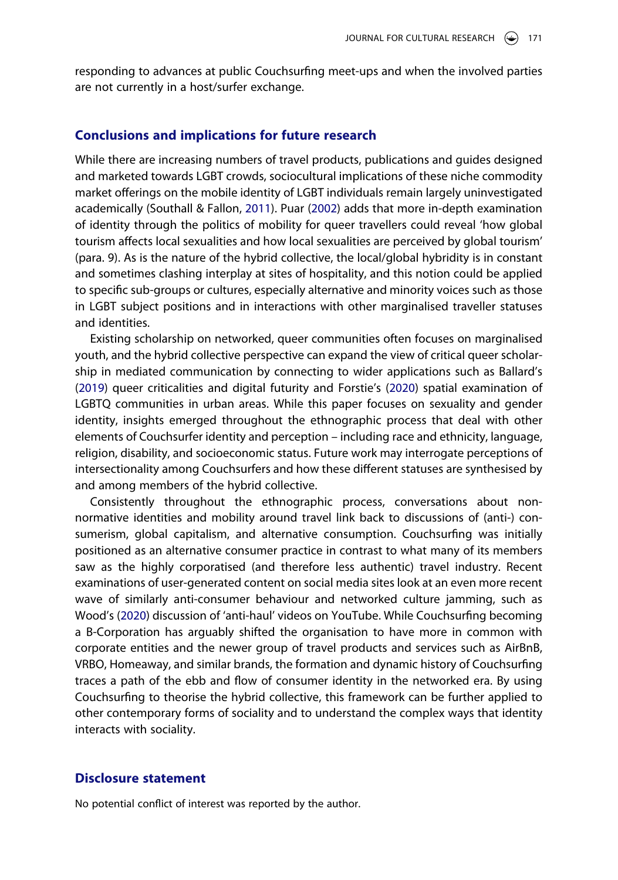responding to advances at public Couchsurfing meet-ups and when the involved parties are not currently in a host/surfer exchange.

## Conclusions and implications for future research

While there are increasing numbers of travel products, publications and guides designed and marketed towards LGBT crowds, sociocultural implications of these niche commodity market offerings on the mobile identity of LGBT individuals remain largely uninvestigated academically (Southall & Fallon, 2011). Puar (2002) adds that more in-depth examination of identity through the politics of mobility for queer travellers could reveal 'how global tourism affects local sexualities and how local sexualities are perceived by global tourism' (para. 9). As is the nature of the hybrid collective, the local/global hybridity is in constant and sometimes clashing interplay at sites of hospitality, and this notion could be applied to specific sub-groups or cultures, especially alternative and minority voices such as those in LGBT subject positions and in interactions with other marginalised traveller statuses and identities.

Existing scholarship on networked, queer communities often focuses on marginalised youth, and the hybrid collective perspective can expand the view of critical queer scholarship in mediated communication by connecting to wider applications such as Ballard's (2019) queer criticalities and digital futurity and Forstie's (2020) spatial examination of LGBTQ communities in urban areas. While this paper focuses on sexuality and gender identity, insights emerged throughout the ethnographic process that deal with other elements of Couchsurfer identity and perception – including race and ethnicity, language, religion, disability, and socioeconomic status. Future work may interrogate perceptions of intersectionality among Couchsurfers and how these different statuses are synthesised by and among members of the hybrid collective.

Consistently throughout the ethnographic process, conversations about non-normative identities and mobility around travel link back to discussions of (anti-) consumerism, global capitalism, and alternative consumption. Couchsurfing was initially positioned as an alternative consumer practice in contrast to what many of its members saw as the highly corporatised (and therefore less authentic) travel industry. Recent examinations of user-generated content on social media sites look at an even more recent wave of similarly anti-consumer behaviour and networked culture jamming, such as Wood's (2020) discussion of 'anti-haul' videos on YouTube. While Couchsurfing becoming a B-Corporation has arguably shifted the organisation to have more in common with corporate entities and the newer group of travel products and services such as AirBnB, VRBO, Homeaway, and similar brands, the formation and dynamic history of Couchsurfing traces a path of the ebb and flow of consumer identity in the networked era. By using Couchsurfing to theorise the hybrid collective, this framework can be further applied to other contemporary forms of sociality and to understand the complex ways that identity interacts with sociality.

## Disclosure statement

No potential conflict of interest was reported by the author.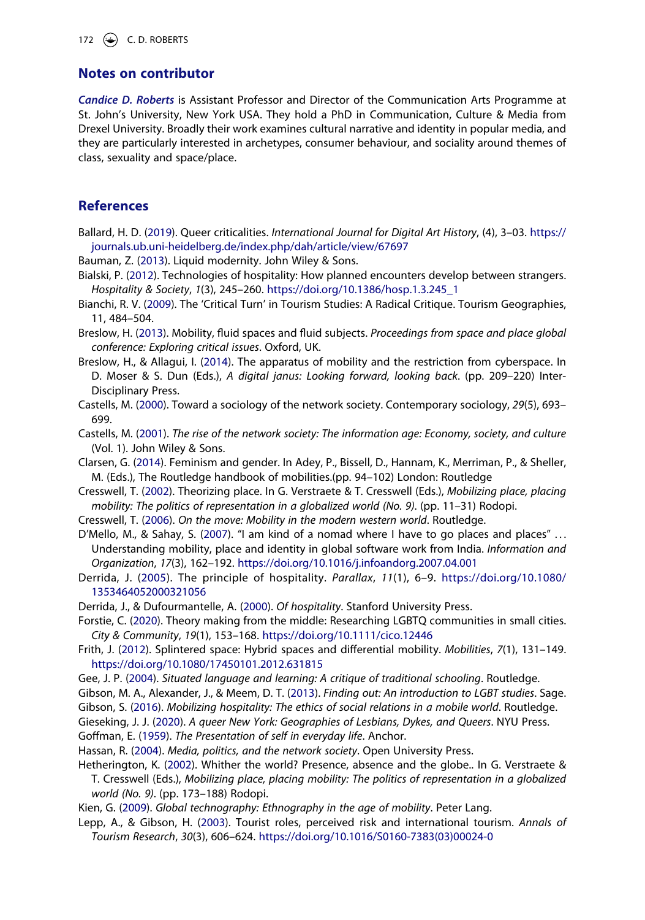## Notes on contributor

***Candice D. Roberts*** is Assistant Professor and Director of the Communication Arts Programme at St. John's University, New York USA. They hold a PhD in Communication, Culture & Media from Drexel University. Broadly their work examines cultural narrative and identity in popular media, and they are particularly interested in archetypes, consumer behaviour, and sociality around themes of class, sexuality and space/place.

## References

Ballard, H. D. (2019). Queer criticalities. *International Journal for Digital Art History*, (4), 3–03. https://journals.ub.uni-heidelberg.de/index.php/dah/article/view/67697

Bauman, Z. (2013). Liquid modernity. John Wiley & Sons.

Bialski, P. (2012). Technologies of hospitality: How planned encounters develop between strangers. *Hospitality & Society*, *1*(3), 245–260. https://doi.org/10.1386/hosp.1.3.245_1

Bianchi, R. V. (2009). The 'Critical Turn' in Tourism Studies: A Radical Critique. Tourism Geographies, 11, 484–504.

Breslow, H. (2013). Mobility, fluid spaces and fluid subjects. *Proceedings from space and place global conference: Exploring critical issues*. Oxford, UK.

Breslow, H., & Allagui, I. (2014). The apparatus of mobility and the restriction from cyberspace. In D. Moser & S. Dun (Eds.), *A digital janus: Looking forward, looking back*. (pp. 209–220) Inter-Disciplinary Press.

Castells, M. (2000). Toward a sociology of the network society. Contemporary sociology, *29*(5), 693–699.

Castells, M. (2001). *The rise of the network society: The information age: Economy, society, and culture* (Vol. 1). John Wiley & Sons.

Clarsen, G. (2014). Feminism and gender. In Adey, P., Bissell, D., Hannam, K., Merriman, P., & Sheller, M. (Eds.), The Routledge handbook of mobilities.(pp. 94–102) London: Routledge

Cresswell, T. (2002). Theorizing place. In G. Verstraete & T. Cresswell (Eds.), *Mobilizing place, placing mobility: The politics of representation in a globalized world (No. 9)*. (pp. 11–31) Rodopi.

Cresswell, T. (2006). *On the move: Mobility in the modern western world*. Routledge.

D'Mello, M., & Sahay, S. (2007). "I am kind of a nomad where I have to go places and places" … Understanding mobility, place and identity in global software work from India. *Information and Organization*, *17*(3), 162–192. https://doi.org/10.1016/j.infoandorg.2007.04.001

Derrida, J. (2005). The principle of hospitality. *Parallax*, *11*(1), 6–9. https://doi.org/10.1080/1353464052000321056

Derrida, J., & Dufourmantelle, A. (2000). *Of hospitality*. Stanford University Press.

Forstie, C. (2020). Theory making from the middle: Researching LGBTQ communities in small cities. *City & Community*, *19*(1), 153–168. https://doi.org/10.1111/cico.12446

Frith, J. (2012). Splintered space: Hybrid spaces and differential mobility. *Mobilities*, *7*(1), 131–149. https://doi.org/10.1080/17450101.2012.631815

Gee, J. P. (2004). *Situated language and learning: A critique of traditional schooling*. Routledge.

Gibson, M. A., Alexander, J., & Meem, D. T. (2013). *Finding out: An introduction to LGBT studies*. Sage.

Gibson, S. (2016). *Mobilizing hospitality: The ethics of social relations in a mobile world*. Routledge.

Gieseking, J. J. (2020). *A queer New York: Geographies of Lesbians, Dykes, and Queers*. NYU Press.

Goffman, E. (1959). *The Presentation of self in everyday life*. Anchor.

Hassan, R. (2004). *Media, politics, and the network society*. Open University Press.

Hetherington, K. (2002). Whither the world? Presence, absence and the globe.. In G. Verstraete & T. Cresswell (Eds.), *Mobilizing place, placing mobility: The politics of representation in a globalized world (No. 9)*. (pp. 173–188) Rodopi.

Kien, G. (2009). *Global technography: Ethnography in the age of mobility*. Peter Lang.

Lepp, A., & Gibson, H. (2003). Tourist roles, perceived risk and international tourism. *Annals of Tourism Research*, *30*(3), 606–624. https://doi.org/10.1016/S0160-7383(03)00024-0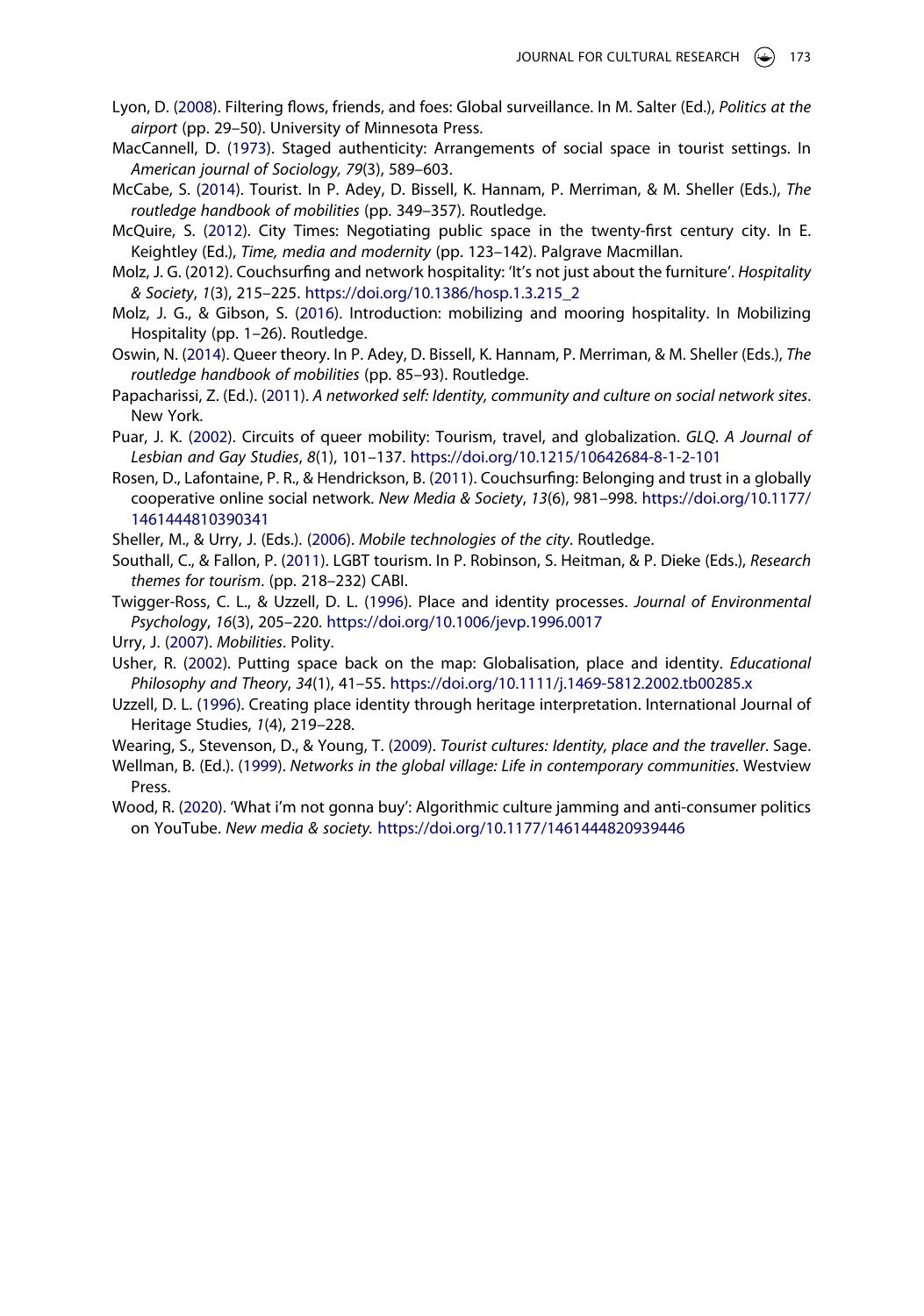Lyon, D. (2008). Filtering flows, friends, and foes: Global surveillance. In M. Salter (Ed.), *Politics at the airport* (pp. 29–50). University of Minnesota Press.

MacCannell, D. (1973). Staged authenticity: Arrangements of social space in tourist settings. In *American journal of Sociology, 79*(3), 589–603.

McCabe, S. (2014). Tourist. In P. Adey, D. Bissell, K. Hannam, P. Merriman, & M. Sheller (Eds.), *The routledge handbook of mobilities* (pp. 349–357). Routledge.

McQuire, S. (2012). City Times: Negotiating public space in the twenty-first century city. In E. Keightley (Ed.), *Time, media and modernity* (pp. 123–142). Palgrave Macmillan.

Molz, J. G. (2012). Couchsurfing and network hospitality: 'It's not just about the furniture'. *Hospitality & Society*, *1*(3), 215–225. https://doi.org/10.1386/hosp.1.3.215_2

Molz, J. G., & Gibson, S. (2016). Introduction: mobilizing and mooring hospitality. In Mobilizing Hospitality (pp. 1–26). Routledge.

Oswin, N. (2014). Queer theory. In P. Adey, D. Bissell, K. Hannam, P. Merriman, & M. Sheller (Eds.), *The routledge handbook of mobilities* (pp. 85–93). Routledge.

Papacharissi, Z. (Ed.). (2011). *A networked self: Identity, community and culture on social network sites*. New York.

Puar, J. K. (2002). Circuits of queer mobility: Tourism, travel, and globalization. *GLQ. A Journal of Lesbian and Gay Studies*, *8*(1), 101–137. https://doi.org/10.1215/10642684-8-1-2-101

Rosen, D., Lafontaine, P. R., & Hendrickson, B. (2011). Couchsurfing: Belonging and trust in a globally cooperative online social network. *New Media & Society*, *13*(6), 981–998. https://doi.org/10.1177/1461444810390341

Sheller, M., & Urry, J. (Eds.). (2006). *Mobile technologies of the city*. Routledge.

Southall, C., & Fallon, P. (2011). LGBT tourism. In P. Robinson, S. Heitman, & P. Dieke (Eds.), *Research themes for tourism*. (pp. 218–232) CABI.

Twigger-Ross, C. L., & Uzzell, D. L. (1996). Place and identity processes. *Journal of Environmental Psychology*, *16*(3), 205–220. https://doi.org/10.1006/jevp.1996.0017

Urry, J. (2007). *Mobilities*. Polity.

Usher, R. (2002). Putting space back on the map: Globalisation, place and identity. *Educational Philosophy and Theory*, *34*(1), 41–55. https://doi.org/10.1111/j.1469-5812.2002.tb00285.x

Uzzell, D. L. (1996). Creating place identity through heritage interpretation. International Journal of Heritage Studies, *1*(4), 219–228.

Wearing, S., Stevenson, D., & Young, T. (2009). *Tourist cultures: Identity, place and the traveller*. Sage.

Wellman, B. (Ed.). (1999). *Networks in the global village: Life in contemporary communities*. Westview Press.

Wood, R. (2020). 'What i'm not gonna buy': Algorithmic culture jamming and anti-consumer politics on YouTube. *New media & society*. https://doi.org/10.1177/1461444820939446